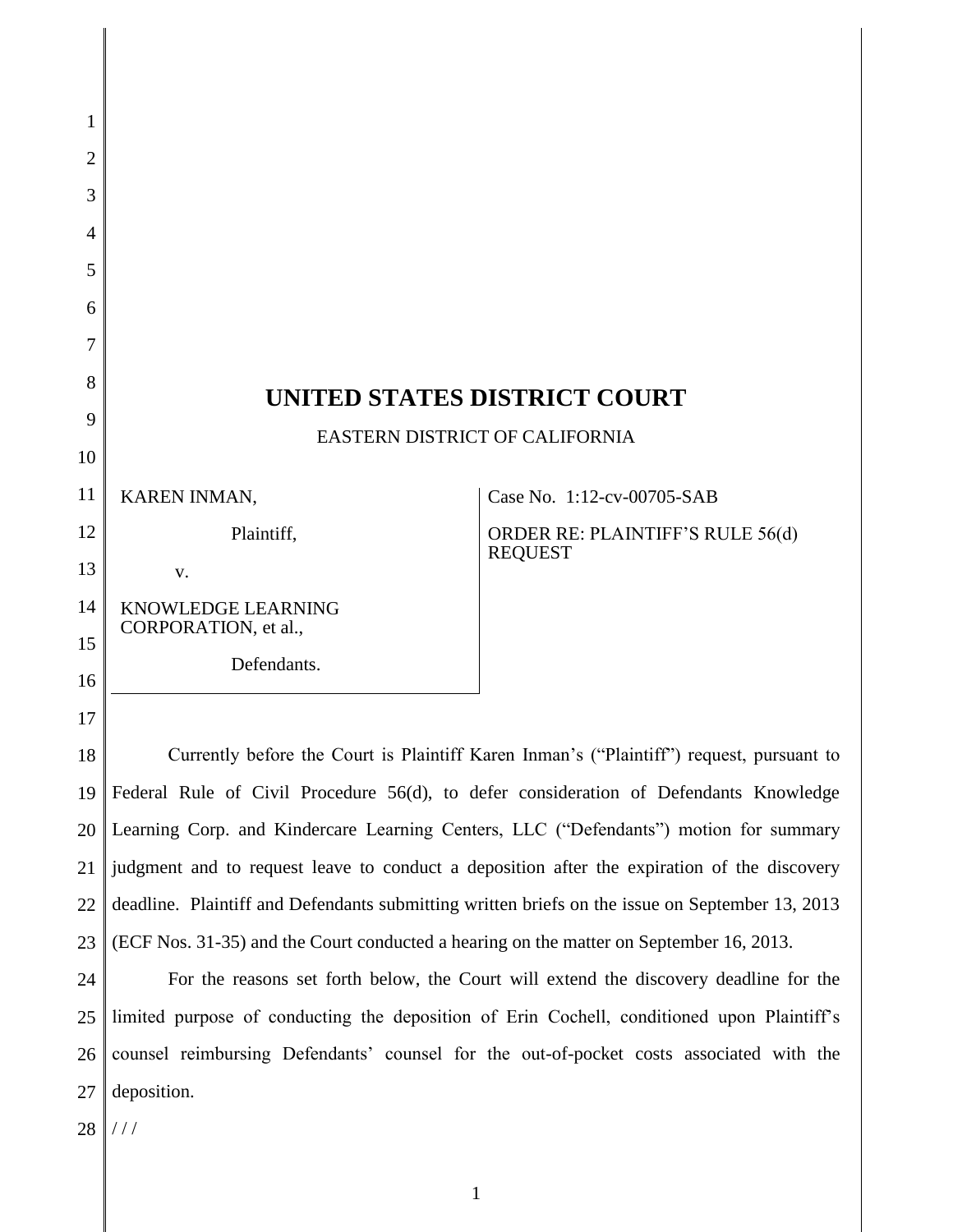# UNITED STATES DISTRICT COURT

EASTERN DISTRICT OF CALIFORNIA

| | |
|---|---|
| KAREN INMAN,<br><br>Plaintiff,<br><br>v.<br><br>KNOWLEDGE LEARNING CORPORATION, et al.,<br><br>Defendants. | Case No. 1:12-cv-00705-SAB<br><br>ORDER RE: PLAINTIFF'S RULE 56(d) REQUEST |

Currently before the Court is Plaintiff Karen Inman's ("Plaintiff") request, pursuant to Federal Rule of Civil Procedure 56(d), to defer consideration of Defendants Knowledge Learning Corp. and Kindercare Learning Centers, LLC ("Defendants") motion for summary judgment and to request leave to conduct a deposition after the expiration of the discovery deadline. Plaintiff and Defendants submitting written briefs on the issue on September 13, 2013 (ECF Nos. 31-35) and the Court conducted a hearing on the matter on September 16, 2013.

For the reasons set forth below, the Court will extend the discovery deadline for the limited purpose of conducting the deposition of Erin Cochell, conditioned upon Plaintiff's counsel reimbursing Defendants' counsel for the out-of-pocket costs associated with the deposition.

/ / /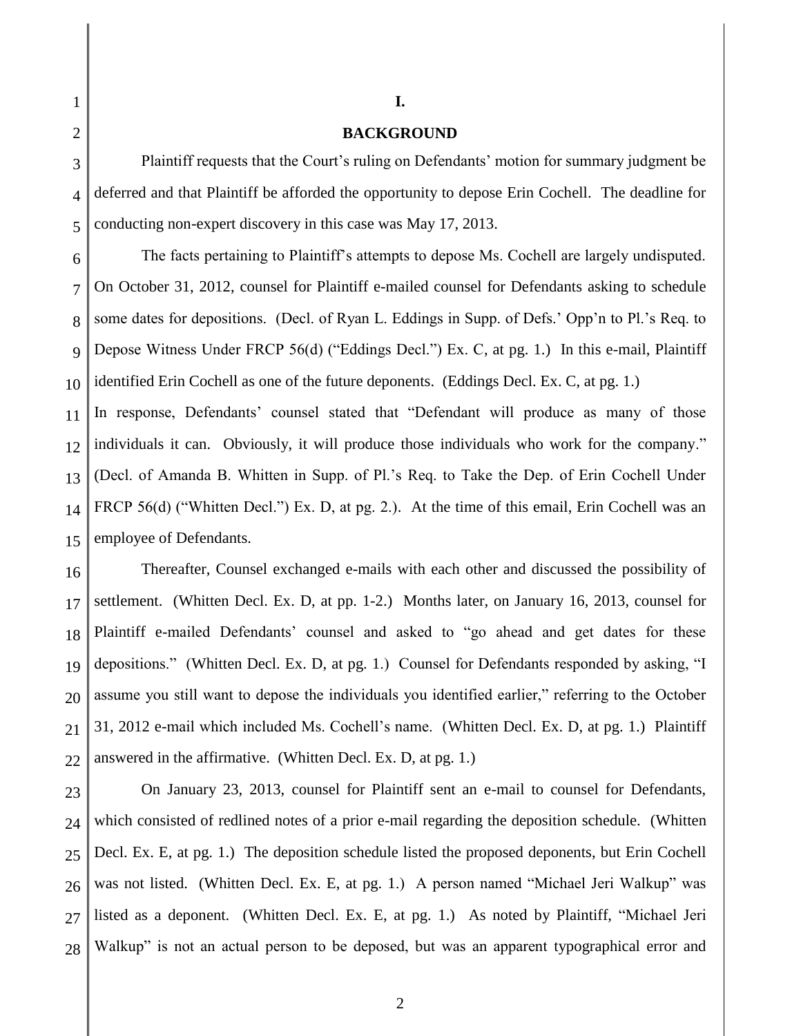# I.

# BACKGROUND

Plaintiff requests that the Court's ruling on Defendants' motion for summary judgment be deferred and that Plaintiff be afforded the opportunity to depose Erin Cochell. The deadline for conducting non-expert discovery in this case was May 17, 2013.

The facts pertaining to Plaintiff's attempts to depose Ms. Cochell are largely undisputed. On October 31, 2012, counsel for Plaintiff e-mailed counsel for Defendants asking to schedule some dates for depositions. (Decl. of Ryan L. Eddings in Supp. of Defs.' Opp'n to Pl.'s Req. to Depose Witness Under FRCP 56(d) ("Eddings Decl.") Ex. C, at pg. 1.) In this e-mail, Plaintiff identified Erin Cochell as one of the future deponents. (Eddings Decl. Ex. C, at pg. 1.) In response, Defendants' counsel stated that "Defendant will produce as many of those individuals it can. Obviously, it will produce those individuals who work for the company." (Decl. of Amanda B. Whitten in Supp. of Pl.'s Req. to Take the Dep. of Erin Cochell Under FRCP 56(d) ("Whitten Decl.") Ex. D, at pg. 2.). At the time of this email, Erin Cochell was an employee of Defendants.

Thereafter, Counsel exchanged e-mails with each other and discussed the possibility of settlement. (Whitten Decl. Ex. D, at pp. 1-2.) Months later, on January 16, 2013, counsel for Plaintiff e-mailed Defendants' counsel and asked to "go ahead and get dates for these depositions." (Whitten Decl. Ex. D, at pg. 1.) Counsel for Defendants responded by asking, "I assume you still want to depose the individuals you identified earlier," referring to the October 31, 2012 e-mail which included Ms. Cochell's name. (Whitten Decl. Ex. D, at pg. 1.) Plaintiff answered in the affirmative. (Whitten Decl. Ex. D, at pg. 1.)

On January 23, 2013, counsel for Plaintiff sent an e-mail to counsel for Defendants, which consisted of redlined notes of a prior e-mail regarding the deposition schedule. (Whitten Decl. Ex. E, at pg. 1.) The deposition schedule listed the proposed deponents, but Erin Cochell was not listed. (Whitten Decl. Ex. E, at pg. 1.) A person named "Michael Jeri Walkup" was listed as a deponent. (Whitten Decl. Ex. E, at pg. 1.) As noted by Plaintiff, "Michael Jeri Walkup" is not an actual person to be deposed, but was an apparent typographical error and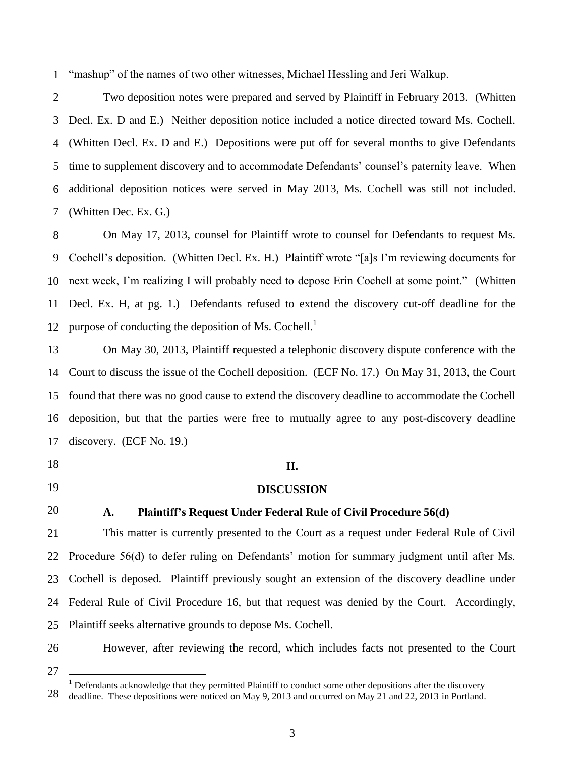"mashup" of the names of two other witnesses, Michael Hessling and Jeri Walkup.

Two deposition notes were prepared and served by Plaintiff in February 2013. (Whitten Decl. Ex. D and E.) Neither deposition notice included a notice directed toward Ms. Cochell. (Whitten Decl. Ex. D and E.) Depositions were put off for several months to give Defendants time to supplement discovery and to accommodate Defendants' counsel's paternity leave. When additional deposition notices were served in May 2013, Ms. Cochell was still not included. (Whitten Dec. Ex. G.)

On May 17, 2013, counsel for Plaintiff wrote to counsel for Defendants to request Ms. Cochell's deposition. (Whitten Decl. Ex. H.) Plaintiff wrote "[a]s I'm reviewing documents for next week, I'm realizing I will probably need to depose Erin Cochell at some point." (Whitten Decl. Ex. H, at pg. 1.) Defendants refused to extend the discovery cut-off deadline for the purpose of conducting the deposition of Ms. Cochell.[1]

On May 30, 2013, Plaintiff requested a telephonic discovery dispute conference with the Court to discuss the issue of the Cochell deposition. (ECF No. 17.) On May 31, 2013, the Court found that there was no good cause to extend the discovery deadline to accommodate the Cochell deposition, but that the parties were free to mutually agree to any post-discovery deadline discovery. (ECF No. 19.)

## II.

## DISCUSSION

### A. Plaintiff's Request Under Federal Rule of Civil Procedure 56(d)

This matter is currently presented to the Court as a request under Federal Rule of Civil Procedure 56(d) to defer ruling on Defendants' motion for summary judgment until after Ms. Cochell is deposed. Plaintiff previously sought an extension of the discovery deadline under Federal Rule of Civil Procedure 16, but that request was denied by the Court. Accordingly, Plaintiff seeks alternative grounds to depose Ms. Cochell.

However, after reviewing the record, which includes facts not presented to the Court

[1] Defendants acknowledge that they permitted Plaintiff to conduct some other depositions after the discovery deadline. These depositions were noticed on May 9, 2013 and occurred on May 21 and 22, 2013 in Portland.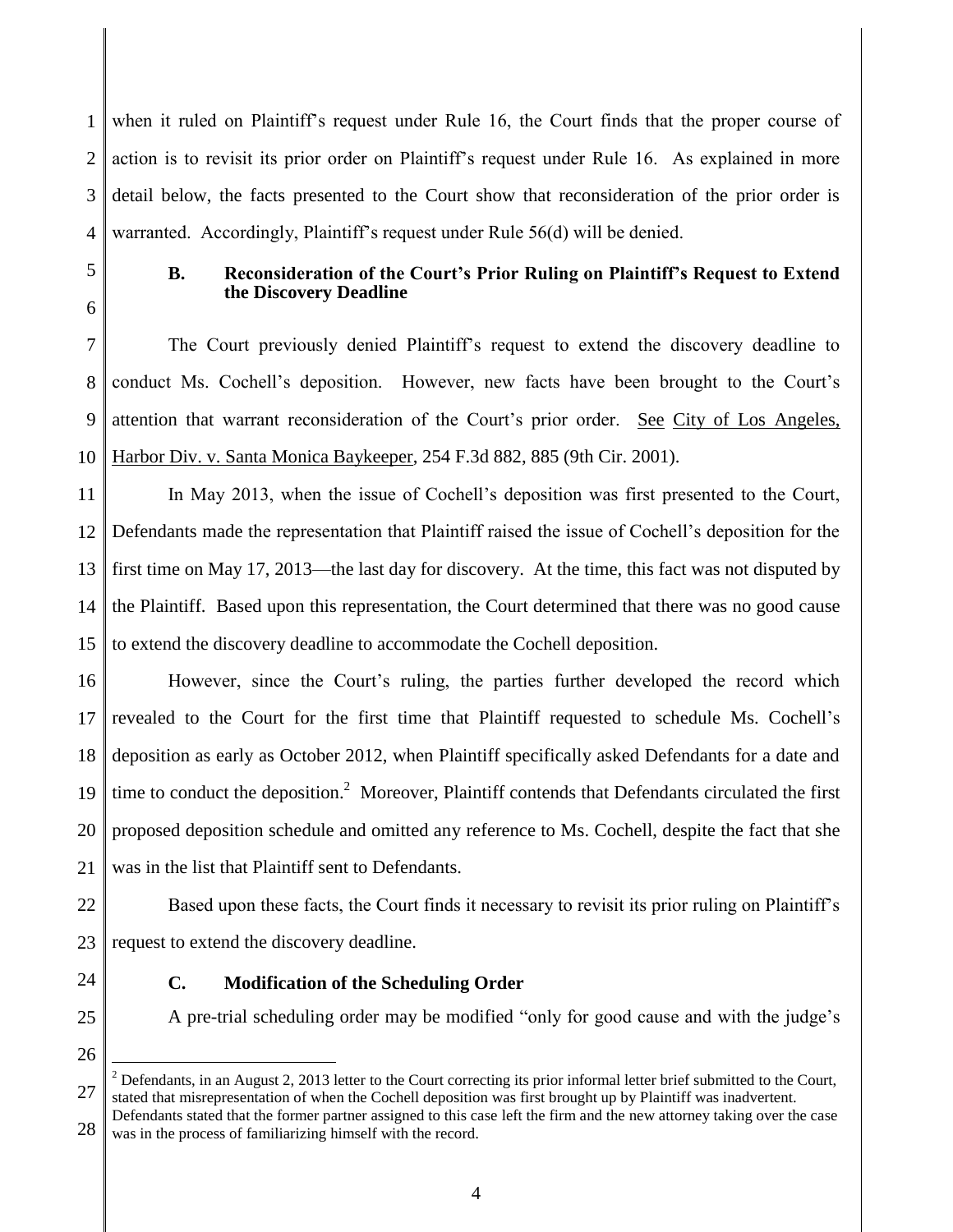when it ruled on Plaintiff's request under Rule 16, the Court finds that the proper course of action is to revisit its prior order on Plaintiff's request under Rule 16. As explained in more detail below, the facts presented to the Court show that reconsideration of the prior order is warranted. Accordingly, Plaintiff's request under Rule 56(d) will be denied.

### B. Reconsideration of the Court's Prior Ruling on Plaintiff's Request to Extend the Discovery Deadline

The Court previously denied Plaintiff's request to extend the discovery deadline to conduct Ms. Cochell's deposition. However, new facts have been brought to the Court's attention that warrant reconsideration of the Court's prior order. See City of Los Angeles, Harbor Div. v. Santa Monica Baykeeper, 254 F.3d 882, 885 (9th Cir. 2001).

In May 2013, when the issue of Cochell's deposition was first presented to the Court, Defendants made the representation that Plaintiff raised the issue of Cochell's deposition for the first time on May 17, 2013—the last day for discovery. At the time, this fact was not disputed by the Plaintiff. Based upon this representation, the Court determined that there was no good cause to extend the discovery deadline to accommodate the Cochell deposition.

However, since the Court's ruling, the parties further developed the record which revealed to the Court for the first time that Plaintiff requested to schedule Ms. Cochell's deposition as early as October 2012, when Plaintiff specifically asked Defendants for a date and time to conduct the deposition.[2] Moreover, Plaintiff contends that Defendants circulated the first proposed deposition schedule and omitted any reference to Ms. Cochell, despite the fact that she was in the list that Plaintiff sent to Defendants.

Based upon these facts, the Court finds it necessary to revisit its prior ruling on Plaintiff's request to extend the discovery deadline.

### C. Modification of the Scheduling Order

A pre-trial scheduling order may be modified "only for good cause and with the judge's

---

[2] Defendants, in an August 2, 2013 letter to the Court correcting its prior informal letter brief submitted to the Court, stated that misrepresentation of when the Cochell deposition was first brought up by Plaintiff was inadvertent. Defendants stated that the former partner assigned to this case left the firm and the new attorney taking over the case was in the process of familiarizing himself with the record.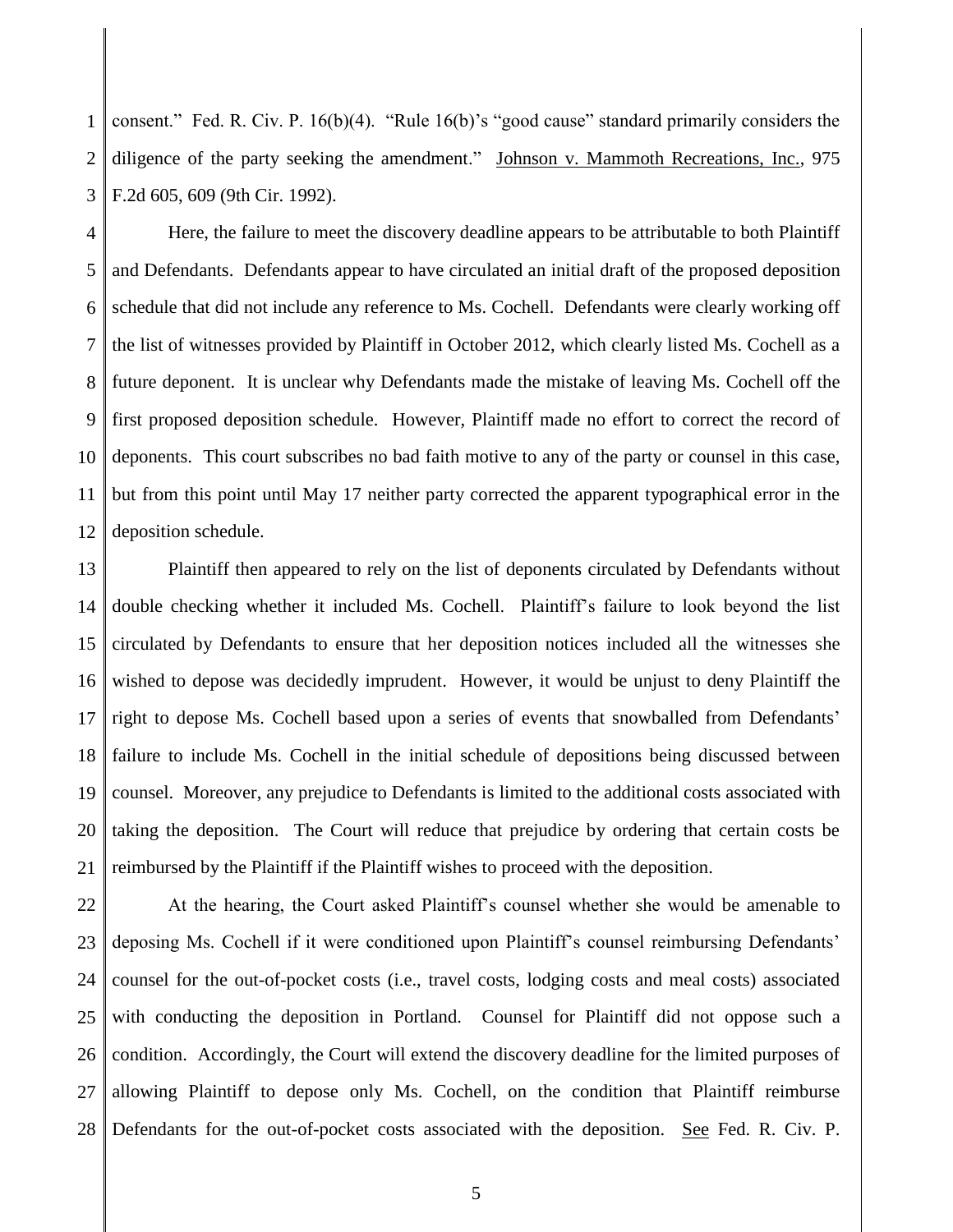consent." Fed. R. Civ. P. 16(b)(4). "Rule 16(b)'s "good cause" standard primarily considers the diligence of the party seeking the amendment." Johnson v. Mammoth Recreations, Inc., 975 F.2d 605, 609 (9th Cir. 1992).

Here, the failure to meet the discovery deadline appears to be attributable to both Plaintiff and Defendants. Defendants appear to have circulated an initial draft of the proposed deposition schedule that did not include any reference to Ms. Cochell. Defendants were clearly working off the list of witnesses provided by Plaintiff in October 2012, which clearly listed Ms. Cochell as a future deponent. It is unclear why Defendants made the mistake of leaving Ms. Cochell off the first proposed deposition schedule. However, Plaintiff made no effort to correct the record of deponents. This court subscribes no bad faith motive to any of the party or counsel in this case, but from this point until May 17 neither party corrected the apparent typographical error in the deposition schedule.

Plaintiff then appeared to rely on the list of deponents circulated by Defendants without double checking whether it included Ms. Cochell. Plaintiff's failure to look beyond the list circulated by Defendants to ensure that her deposition notices included all the witnesses she wished to depose was decidedly imprudent. However, it would be unjust to deny Plaintiff the right to depose Ms. Cochell based upon a series of events that snowballed from Defendants' failure to include Ms. Cochell in the initial schedule of depositions being discussed between counsel. Moreover, any prejudice to Defendants is limited to the additional costs associated with taking the deposition. The Court will reduce that prejudice by ordering that certain costs be reimbursed by the Plaintiff if the Plaintiff wishes to proceed with the deposition.

At the hearing, the Court asked Plaintiff's counsel whether she would be amenable to deposing Ms. Cochell if it were conditioned upon Plaintiff's counsel reimbursing Defendants' counsel for the out-of-pocket costs (i.e., travel costs, lodging costs and meal costs) associated with conducting the deposition in Portland. Counsel for Plaintiff did not oppose such a condition. Accordingly, the Court will extend the discovery deadline for the limited purposes of allowing Plaintiff to depose only Ms. Cochell, on the condition that Plaintiff reimburse Defendants for the out-of-pocket costs associated with the deposition. See Fed. R. Civ. P.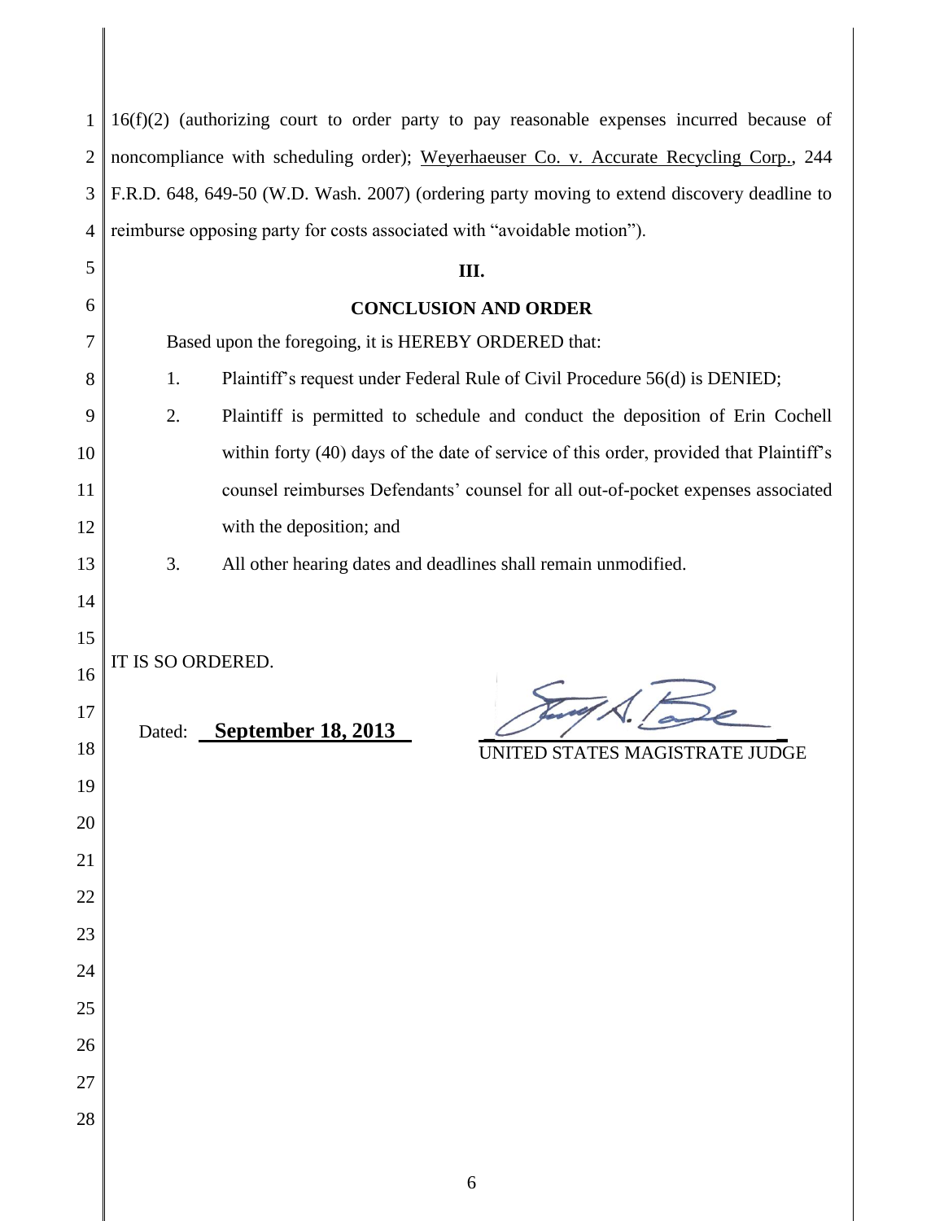16(f)(2) (authorizing court to order party to pay reasonable expenses incurred because of noncompliance with scheduling order); Weyerhaeuser Co. v. Accurate Recycling Corp., 244 F.R.D. 648, 649-50 (W.D. Wash. 2007) (ordering party moving to extend discovery deadline to reimburse opposing party for costs associated with "avoidable motion").

## III.

## CONCLUSION AND ORDER

Based upon the foregoing, it is HEREBY ORDERED that:

1. Plaintiff's request under Federal Rule of Civil Procedure 56(d) is DENIED;
2. Plaintiff is permitted to schedule and conduct the deposition of Erin Cochell within forty (40) days of the date of service of this order, provided that Plaintiff's counsel reimburses Defendants' counsel for all out-of-pocket expenses associated with the deposition; and
3. All other hearing dates and deadlines shall remain unmodified.

IT IS SO ORDERED.

Dated: **September 18, 2013**

UNITED STATES MAGISTRATE JUDGE